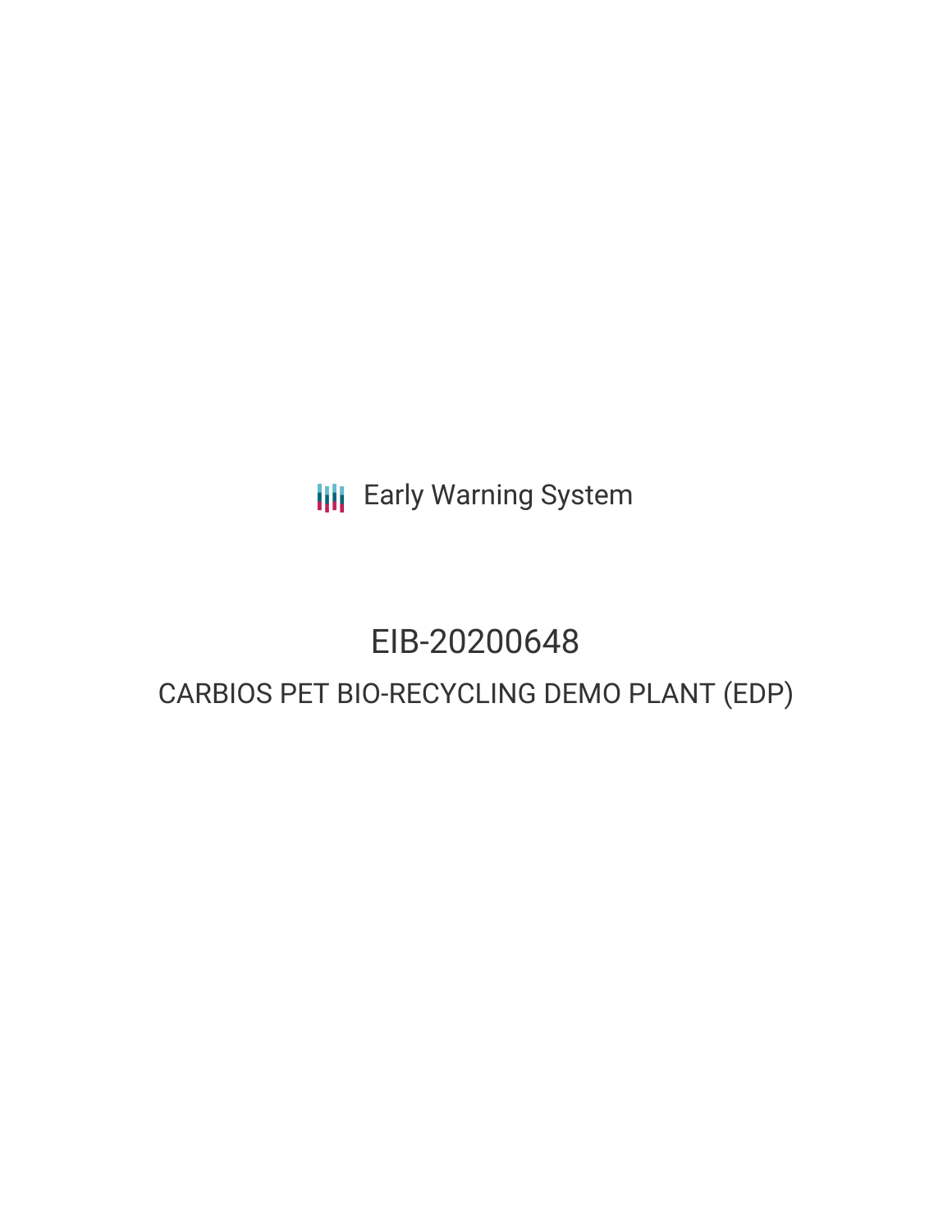Early Warning System

# EIB-20200648

## CARBIOS PET BIO-RECYCLING DEMO PLANT (EDP)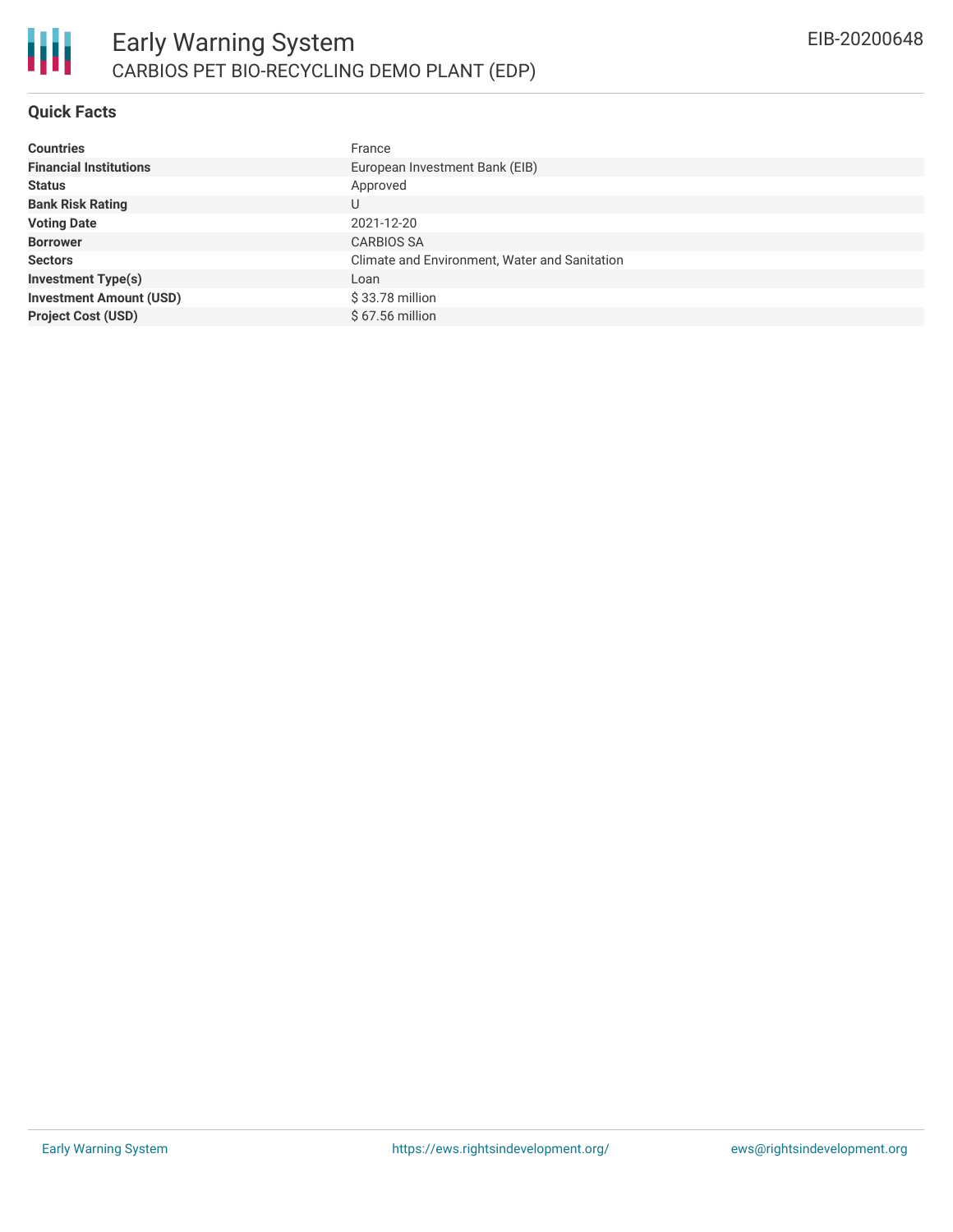## Quick Facts

| | |
|---|---|
| **Countries** | France |
| **Financial Institutions** | European Investment Bank (EIB) |
| **Status** | Approved |
| **Bank Risk Rating** | U |
| **Voting Date** | 2021-12-20 |
| **Borrower** | CARBIOS SA |
| **Sectors** | Climate and Environment, Water and Sanitation |
| **Investment Type(s)** | Loan |
| **Investment Amount (USD)** | $ 33.78 million |
| **Project Cost (USD)** | $ 67.56 million |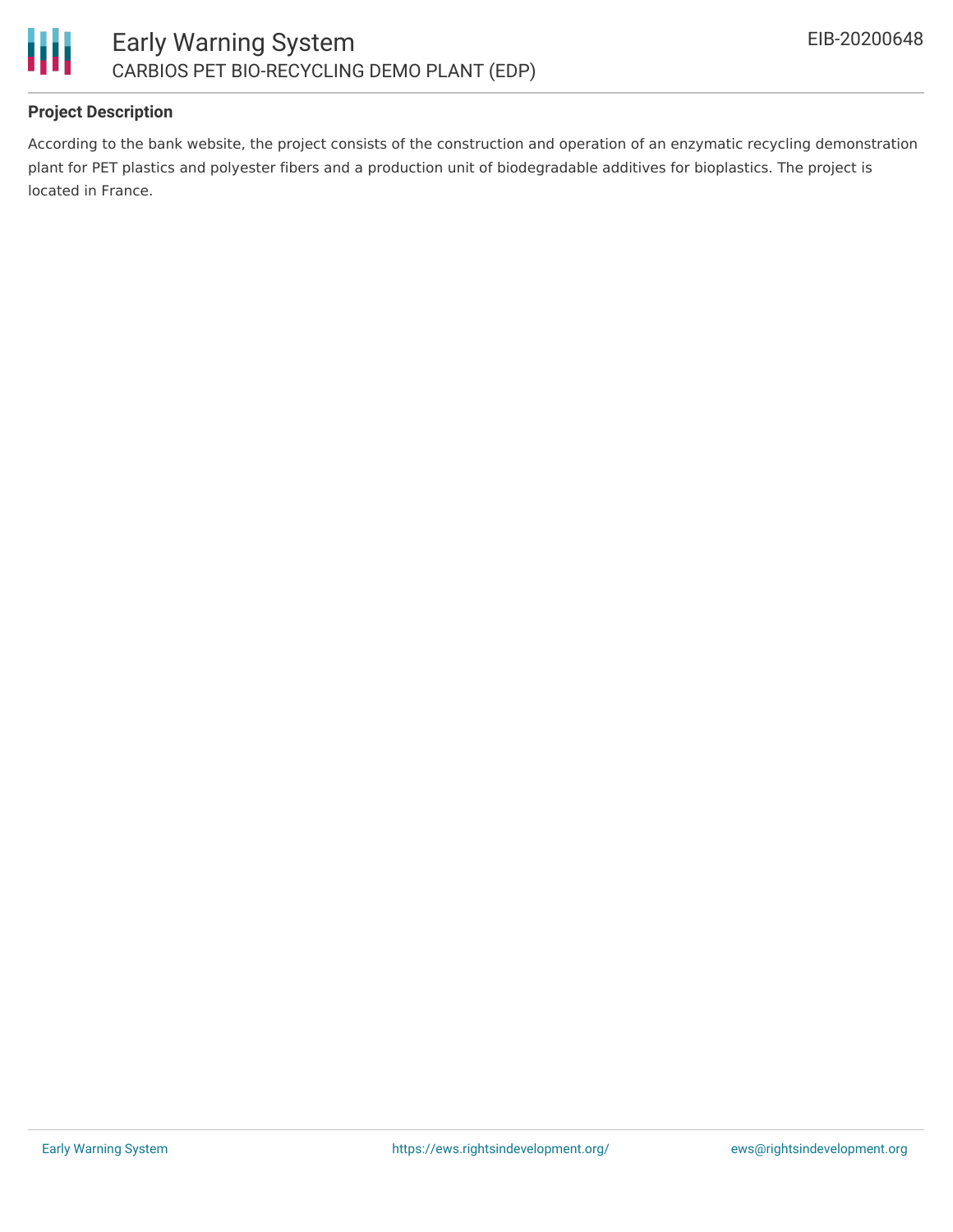### Project Description

According to the bank website, the project consists of the construction and operation of an enzymatic recycling demonstration plant for PET plastics and polyester fibers and a production unit of biodegradable additives for bioplastics. The project is located in France.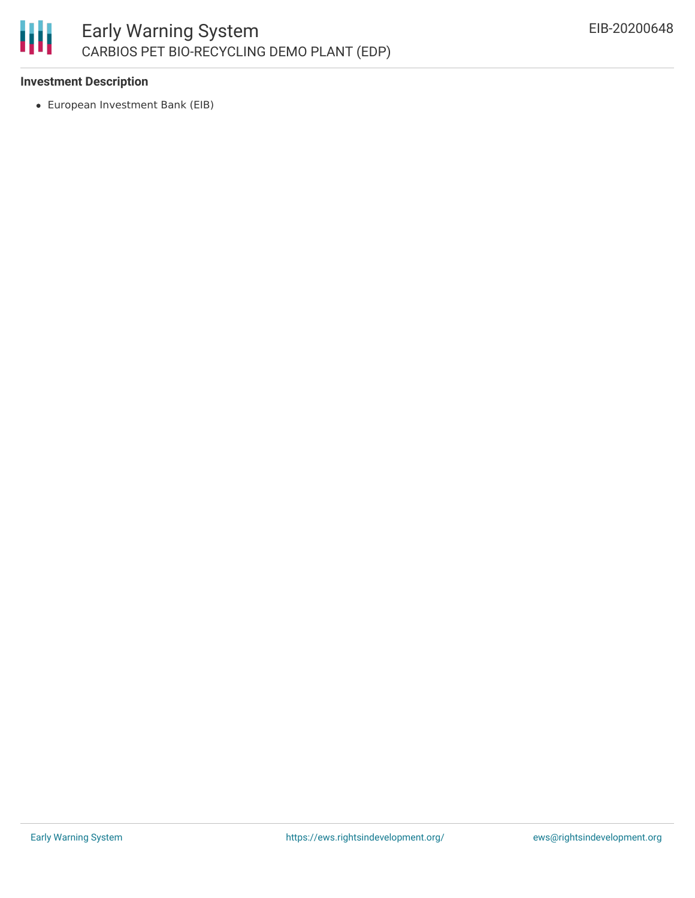**Investment Description**

- European Investment Bank (EIB)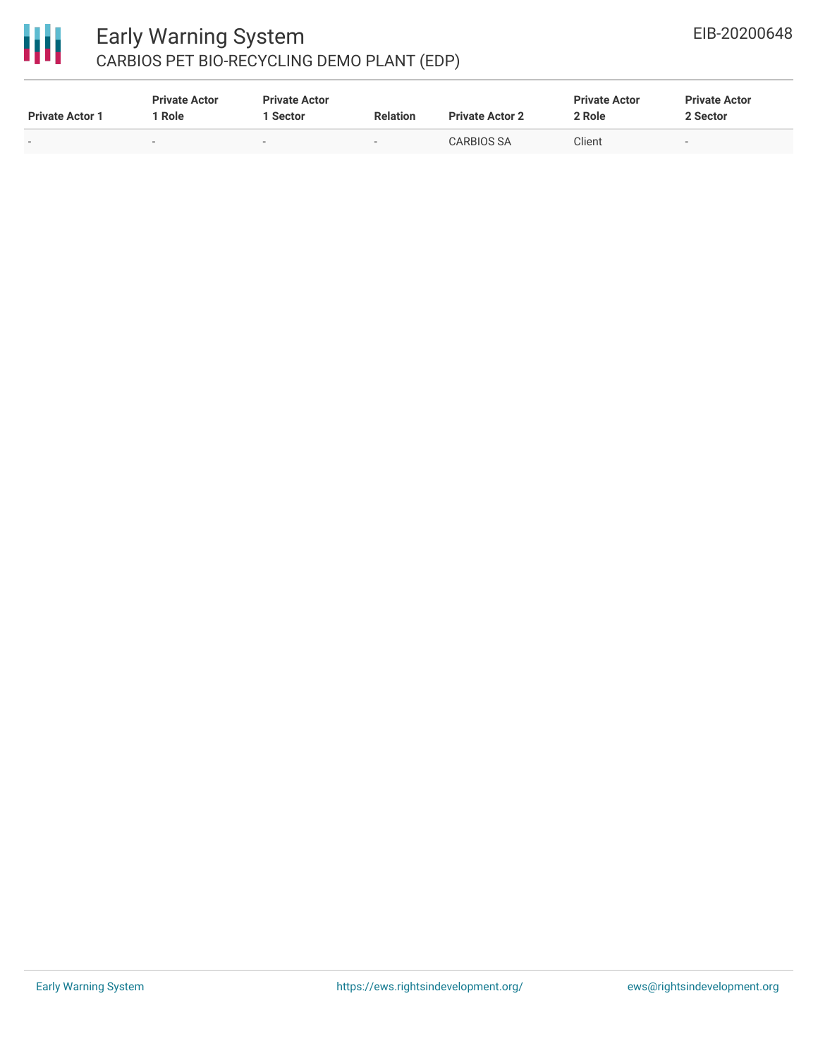| Private Actor 1 | Private Actor 1 Role | Private Actor 1 Sector | Relation | Private Actor 2 | Private Actor 2 Role | Private Actor 2 Sector |
|---|---|---|---|---|---|---|
| - | - | - | - | CARBIOS SA | Client | - |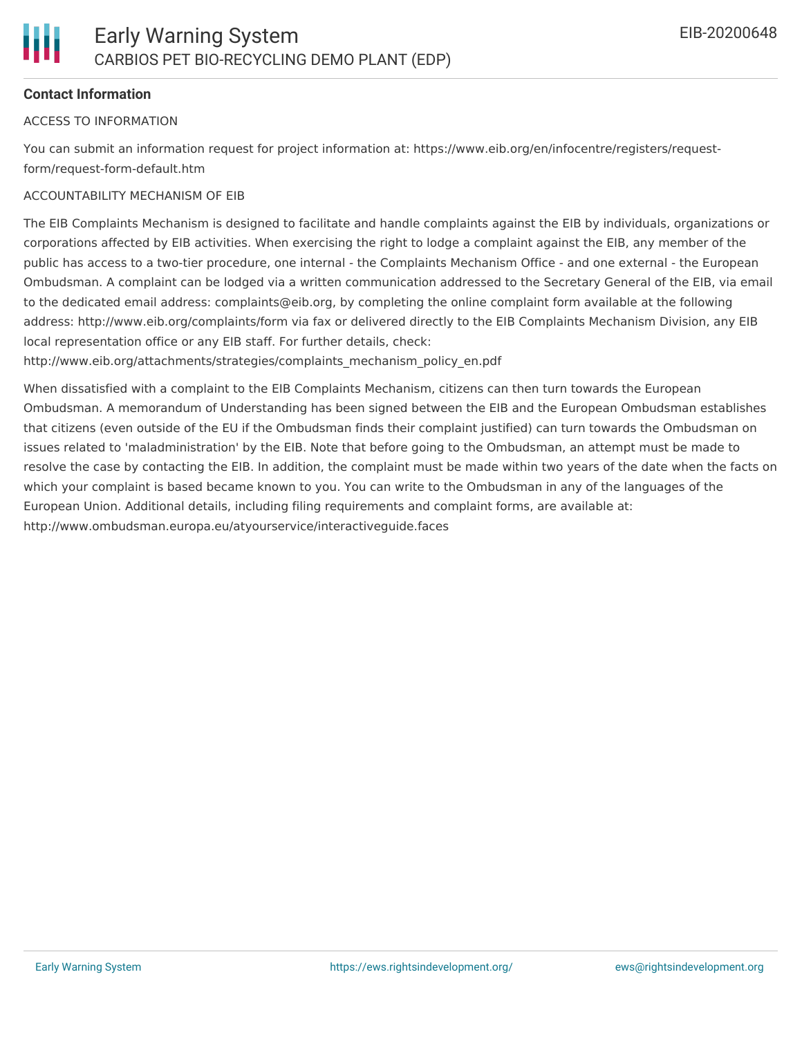## Contact Information

ACCESS TO INFORMATION

You can submit an information request for project information at: https://www.eib.org/en/infocentre/registers/request-form/request-form-default.htm

ACCOUNTABILITY MECHANISM OF EIB

The EIB Complaints Mechanism is designed to facilitate and handle complaints against the EIB by individuals, organizations or corporations affected by EIB activities. When exercising the right to lodge a complaint against the EIB, any member of the public has access to a two-tier procedure, one internal - the Complaints Mechanism Office - and one external - the European Ombudsman. A complaint can be lodged via a written communication addressed to the Secretary General of the EIB, via email to the dedicated email address: complaints@eib.org, by completing the online complaint form available at the following address: http://www.eib.org/complaints/form via fax or delivered directly to the EIB Complaints Mechanism Division, any EIB local representation office or any EIB staff. For further details, check: http://www.eib.org/attachments/strategies/complaints_mechanism_policy_en.pdf

When dissatisfied with a complaint to the EIB Complaints Mechanism, citizens can then turn towards the European Ombudsman. A memorandum of Understanding has been signed between the EIB and the European Ombudsman establishes that citizens (even outside of the EU if the Ombudsman finds their complaint justified) can turn towards the Ombudsman on issues related to 'maladministration' by the EIB. Note that before going to the Ombudsman, an attempt must be made to resolve the case by contacting the EIB. In addition, the complaint must be made within two years of the date when the facts on which your complaint is based became known to you. You can write to the Ombudsman in any of the languages of the European Union. Additional details, including filing requirements and complaint forms, are available at: http://www.ombudsman.europa.eu/atyourservice/interactiveguide.faces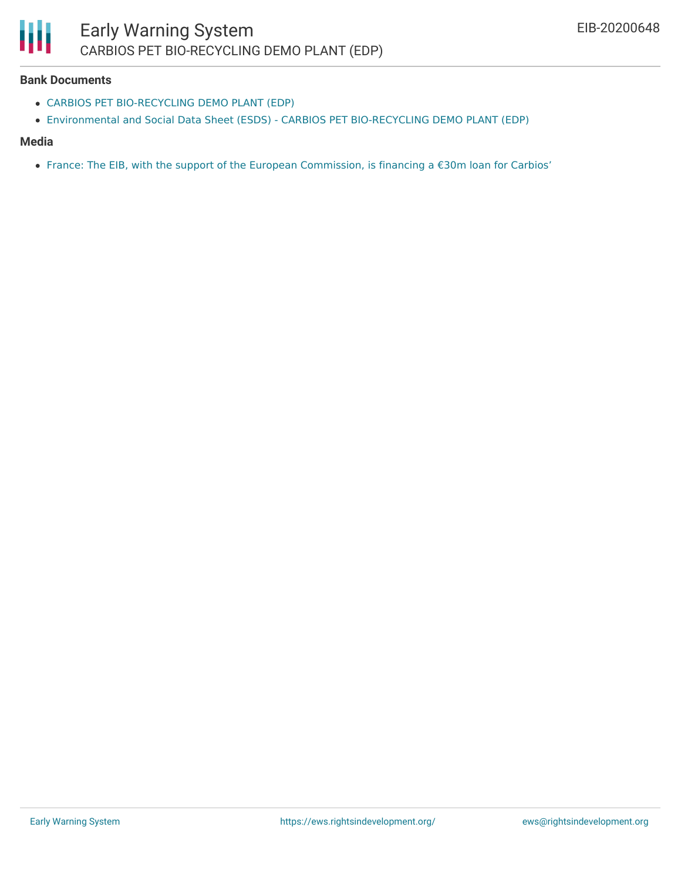**Bank Documents**

- CARBIOS PET BIO-RECYCLING DEMO PLANT (EDP)
- Environmental and Social Data Sheet (ESDS) - CARBIOS PET BIO-RECYCLING DEMO PLANT (EDP)

**Media**

- France: The EIB, with the support of the European Commission, is financing a €30m loan for Carbios'